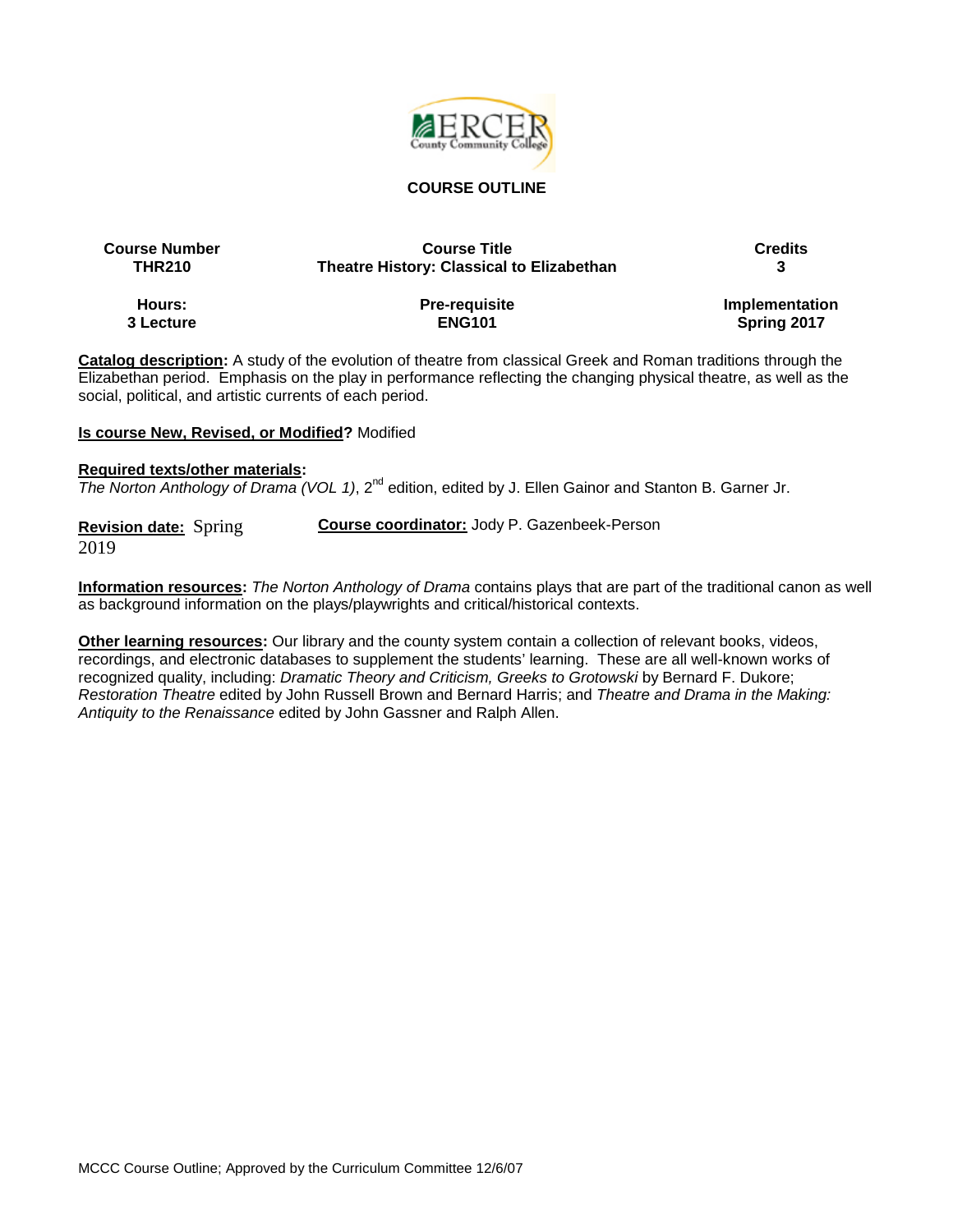## COURSE OUTLINE

| Course Number | Course Title | Credits |
|---|---|---|
| THR210 | Theatre History: Classical to Elizabethan | 3 |
| **Hours:** | **Pre-requisite** | **Implementation** |
| 3 Lecture | ENG101 | Spring 2017 |

**Catalog description:** A study of the evolution of theatre from classical Greek and Roman traditions through the Elizabethan period. Emphasis on the play in performance reflecting the changing physical theatre, as well as the social, political, and artistic currents of each period.

**Is course New, Revised, or Modified?** Modified

**Required texts/other materials:**
*The Norton Anthology of Drama (VOL 1)*, 2nd edition, edited by J. Ellen Gainor and Stanton B. Garner Jr.

**Revision date:** Spring 2019

**Course coordinator:** Jody P. Gazenbeek-Person

**Information resources:** *The Norton Anthology of Drama* contains plays that are part of the traditional canon as well as background information on the plays/playwrights and critical/historical contexts.

**Other learning resources:** Our library and the county system contain a collection of relevant books, videos, recordings, and electronic databases to supplement the students' learning. These are all well-known works of recognized quality, including: *Dramatic Theory and Criticism, Greeks to Grotowski* by Bernard F. Dukore; *Restoration Theatre* edited by John Russell Brown and Bernard Harris; and *Theatre and Drama in the Making: Antiquity to the Renaissance* edited by John Gassner and Ralph Allen.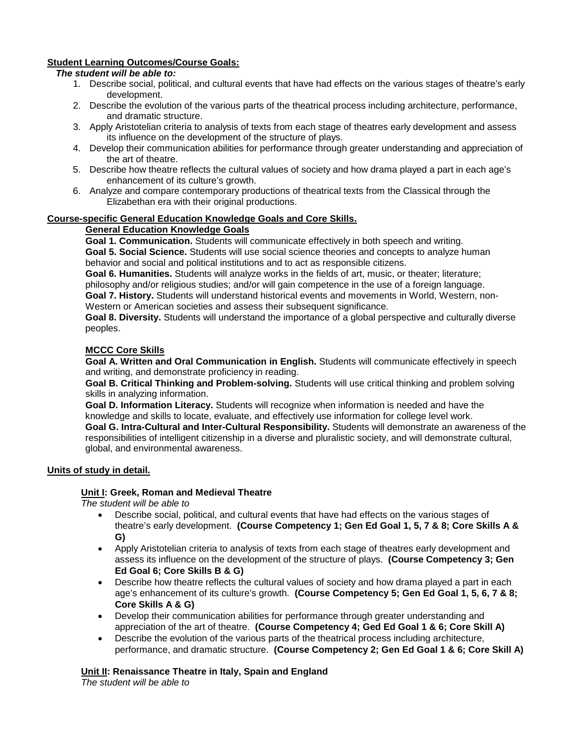**Student Learning Outcomes/Course Goals:**

***The student will be able to:***

1. Describe social, political, and cultural events that have had effects on the various stages of theatre's early development.
2. Describe the evolution of the various parts of the theatrical process including architecture, performance, and dramatic structure.
3. Apply Aristotelian criteria to analysis of texts from each stage of theatres early development and assess its influence on the development of the structure of plays.
4. Develop their communication abilities for performance through greater understanding and appreciation of the art of theatre.
5. Describe how theatre reflects the cultural values of society and how drama played a part in each age's enhancement of its culture's growth.
6. Analyze and compare contemporary productions of theatrical texts from the Classical through the Elizabethan era with their original productions.

**Course-specific General Education Knowledge Goals and Core Skills.**

**General Education Knowledge Goals**

**Goal 1. Communication.** Students will communicate effectively in both speech and writing.
**Goal 5. Social Science.** Students will use social science theories and concepts to analyze human behavior and social and political institutions and to act as responsible citizens.
**Goal 6. Humanities.** Students will analyze works in the fields of art, music, or theater; literature; philosophy and/or religious studies; and/or will gain competence in the use of a foreign language.
**Goal 7. History.** Students will understand historical events and movements in World, Western, non-Western or American societies and assess their subsequent significance.
**Goal 8. Diversity.** Students will understand the importance of a global perspective and culturally diverse peoples.

**MCCC Core Skills**

**Goal A. Written and Oral Communication in English.** Students will communicate effectively in speech and writing, and demonstrate proficiency in reading.
**Goal B. Critical Thinking and Problem-solving.** Students will use critical thinking and problem solving skills in analyzing information.
**Goal D. Information Literacy.** Students will recognize when information is needed and have the knowledge and skills to locate, evaluate, and effectively use information for college level work.
**Goal G. Intra-Cultural and Inter-Cultural Responsibility.** Students will demonstrate an awareness of the responsibilities of intelligent citizenship in a diverse and pluralistic society, and will demonstrate cultural, global, and environmental awareness.

**Units of study in detail.**

**Unit I: Greek, Roman and Medieval Theatre**

*The student will be able to*

- Describe social, political, and cultural events that have had effects on the various stages of theatre's early development. **(Course Competency 1; Gen Ed Goal 1, 5, 7 & 8; Core Skills A & G)**
- Apply Aristotelian criteria to analysis of texts from each stage of theatres early development and assess its influence on the development of the structure of plays. **(Course Competency 3; Gen Ed Goal 6; Core Skills B & G)**
- Describe how theatre reflects the cultural values of society and how drama played a part in each age's enhancement of its culture's growth. **(Course Competency 5; Gen Ed Goal 1, 5, 6, 7 & 8; Core Skills A & G)**
- Develop their communication abilities for performance through greater understanding and appreciation of the art of theatre. **(Course Competency 4; Ged Ed Goal 1 & 6; Core Skill A)**
- Describe the evolution of the various parts of the theatrical process including architecture, performance, and dramatic structure. **(Course Competency 2; Gen Ed Goal 1 & 6; Core Skill A)**

**Unit II: Renaissance Theatre in Italy, Spain and England**

*The student will be able to*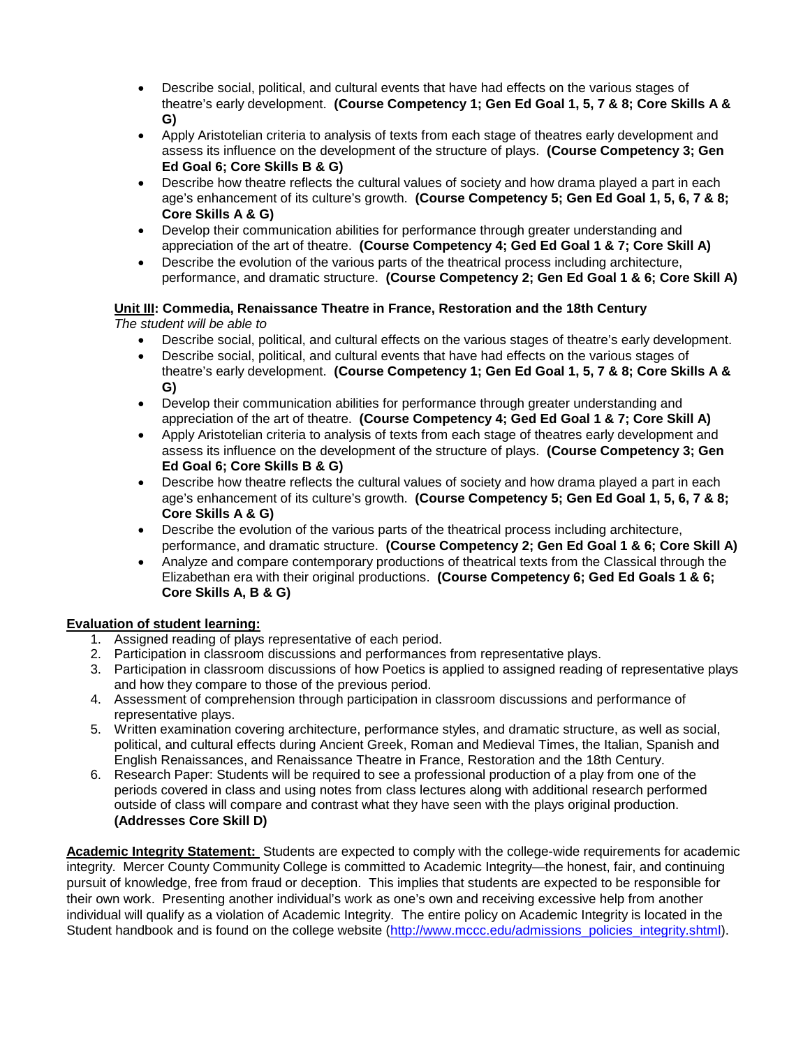- Describe social, political, and cultural events that have had effects on the various stages of theatre's early development. **(Course Competency 1; Gen Ed Goal 1, 5, 7 & 8; Core Skills A & G)**
- Apply Aristotelian criteria to analysis of texts from each stage of theatres early development and assess its influence on the development of the structure of plays. **(Course Competency 3; Gen Ed Goal 6; Core Skills B & G)**
- Describe how theatre reflects the cultural values of society and how drama played a part in each age's enhancement of its culture's growth. **(Course Competency 5; Gen Ed Goal 1, 5, 6, 7 & 8; Core Skills A & G)**
- Develop their communication abilities for performance through greater understanding and appreciation of the art of theatre. **(Course Competency 4; Ged Ed Goal 1 & 7; Core Skill A)**
- Describe the evolution of the various parts of the theatrical process including architecture, performance, and dramatic structure. **(Course Competency 2; Gen Ed Goal 1 & 6; Core Skill A)**

**<u>Unit III</u>: Commedia, Renaissance Theatre in France, Restoration and the 18th Century**
*The student will be able to*

- Describe social, political, and cultural effects on the various stages of theatre's early development.
- Describe social, political, and cultural events that have had effects on the various stages of theatre's early development. **(Course Competency 1; Gen Ed Goal 1, 5, 7 & 8; Core Skills A & G)**
- Develop their communication abilities for performance through greater understanding and appreciation of the art of theatre. **(Course Competency 4; Ged Ed Goal 1 & 7; Core Skill A)**
- Apply Aristotelian criteria to analysis of texts from each stage of theatres early development and assess its influence on the development of the structure of plays. **(Course Competency 3; Gen Ed Goal 6; Core Skills B & G)**
- Describe how theatre reflects the cultural values of society and how drama played a part in each age's enhancement of its culture's growth. **(Course Competency 5; Gen Ed Goal 1, 5, 6, 7 & 8; Core Skills A & G)**
- Describe the evolution of the various parts of the theatrical process including architecture, performance, and dramatic structure. **(Course Competency 2; Gen Ed Goal 1 & 6; Core Skill A)**
- Analyze and compare contemporary productions of theatrical texts from the Classical through the Elizabethan era with their original productions. **(Course Competency 6; Ged Ed Goals 1 & 6; Core Skills A, B & G)**

**<u>Evaluation of student learning:</u>**

1. Assigned reading of plays representative of each period.
2. Participation in classroom discussions and performances from representative plays.
3. Participation in classroom discussions of how Poetics is applied to assigned reading of representative plays and how they compare to those of the previous period.
4. Assessment of comprehension through participation in classroom discussions and performance of representative plays.
5. Written examination covering architecture, performance styles, and dramatic structure, as well as social, political, and cultural effects during Ancient Greek, Roman and Medieval Times, the Italian, Spanish and English Renaissances, and Renaissance Theatre in France, Restoration and the 18th Century.
6. Research Paper: Students will be required to see a professional production of a play from one of the periods covered in class and using notes from class lectures along with additional research performed outside of class will compare and contrast what they have seen with the plays original production. **(Addresses Core Skill D)**

**<u>Academic Integrity Statement:</u>** Students are expected to comply with the college-wide requirements for academic integrity. Mercer County Community College is committed to Academic Integrity—the honest, fair, and continuing pursuit of knowledge, free from fraud or deception. This implies that students are expected to be responsible for their own work. Presenting another individual's work as one's own and receiving excessive help from another individual will qualify as a violation of Academic Integrity. The entire policy on Academic Integrity is located in the Student handbook and is found on the college website (http://www.mccc.edu/admissions_policies_integrity.shtml).